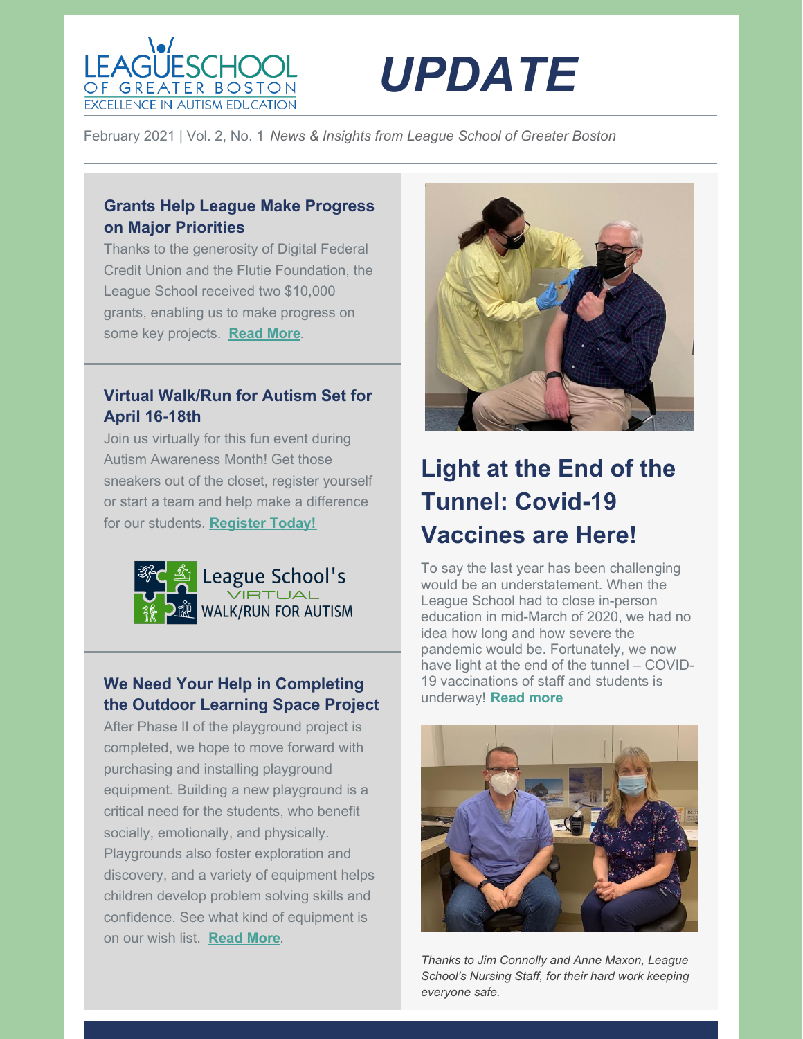LEAGUE SCHOOL OF GREATER BOSTON
EXCELLENCE IN AUTISM EDUCATION

# UPDATE

February 2021 | Vol. 2, No. 1 *News & Insights from League School of Greater Boston*

## Grants Help League Make Progress on Major Priorities

Thanks to the generosity of Digital Federal Credit Union and the Flutie Foundation, the League School received two $10,000 grants, enabling us to make progress on some key projects. **Read More**.

## Virtual Walk/Run for Autism Set for April 16-18th

Join us virtually for this fun event during Autism Awareness Month! Get those sneakers out of the closet, register yourself or start a team and help make a difference for our students. **Register Today!**

League School's VIRTUAL WALK/RUN FOR AUTISM

## We Need Your Help in Completing the Outdoor Learning Space Project

After Phase II of the playground project is completed, we hope to move forward with purchasing and installing playground equipment. Building a new playground is a critical need for the students, who benefit socially, emotionally, and physically. Playgrounds also foster exploration and discovery, and a variety of equipment helps children develop problem solving skills and confidence. See what kind of equipment is on our wish list. **Read More**.

## Light at the End of the Tunnel: Covid-19 Vaccines are Here!

To say the last year has been challenging would be an understatement. When the League School had to close in-person education in mid-March of 2020, we had no idea how long and how severe the pandemic would be. Fortunately, we now have light at the end of the tunnel – COVID-19 vaccinations of staff and students is underway! **Read more**

*Thanks to Jim Connolly and Anne Maxon, League School's Nursing Staff, for their hard work keeping everyone safe.*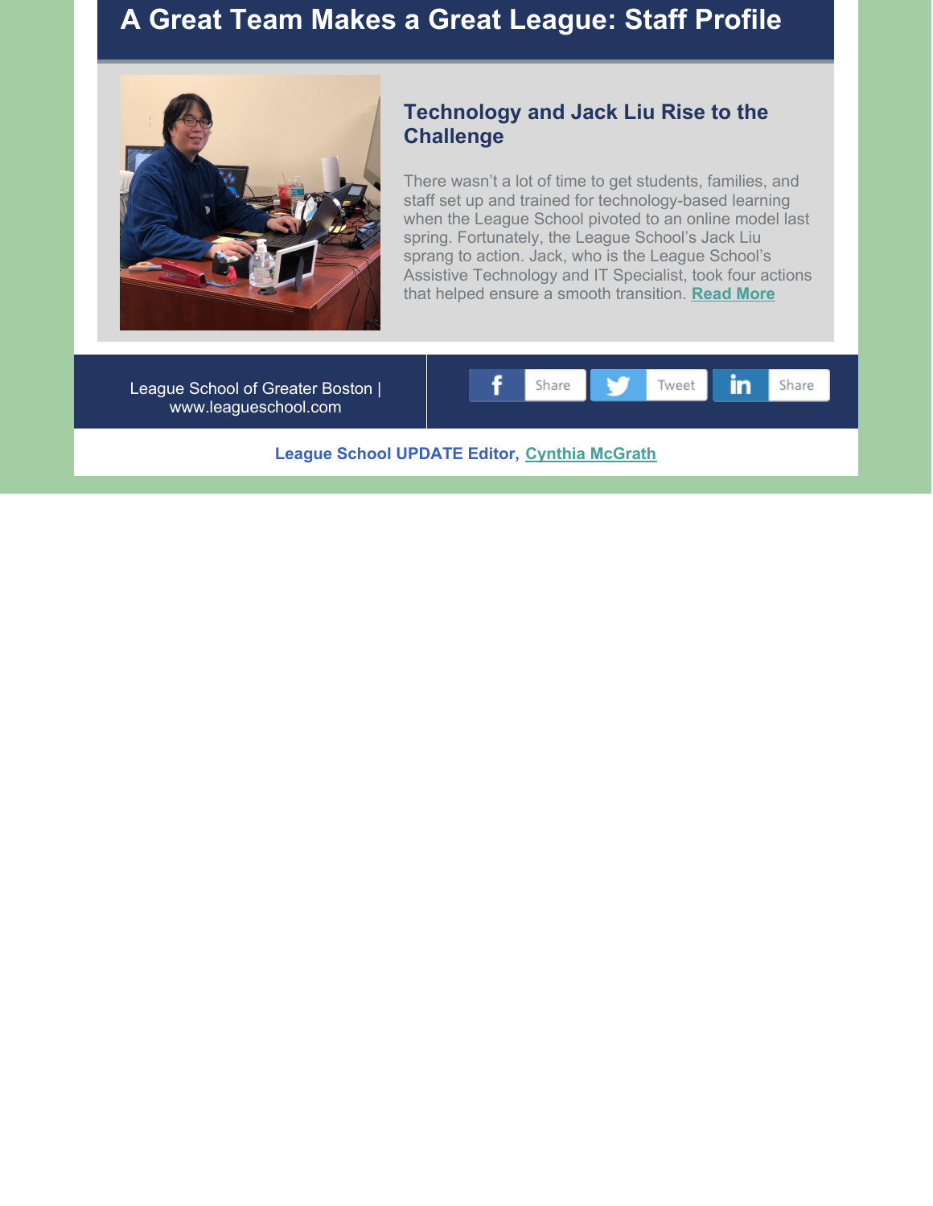# A Great Team Makes a Great League: Staff Profile

## Technology and Jack Liu Rise to the Challenge

There wasn't a lot of time to get students, families, and staff set up and trained for technology-based learning when the League School pivoted to an online model last spring. Fortunately, the League School's Jack Liu sprang to action. Jack, who is the League School's Assistive Technology and IT Specialist, took four actions that helped ensure a smooth transition. **Read More**

League School of Greater Boston | www.leagueschool.com

Share Tweet Share

**League School UPDATE Editor, Cynthia McGrath**